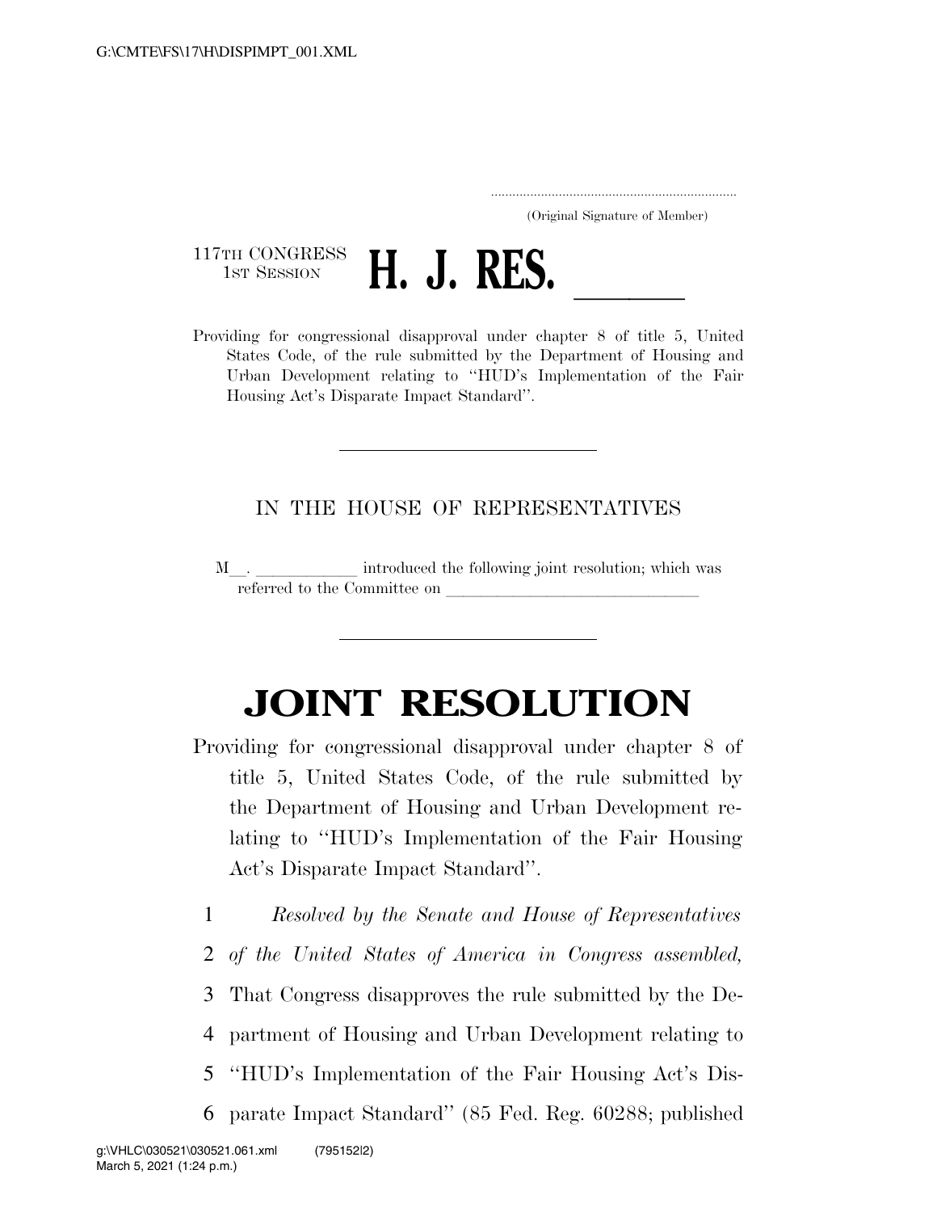(Original Signature of Member)

117TH CONGRESS
1ST SESSION

# H. J. RES. \_\_\_\_\_\_

Providing for congressional disapproval under chapter 8 of title 5, United States Code, of the rule submitted by the Department of Housing and Urban Development relating to "HUD's Implementation of the Fair Housing Act's Disparate Impact Standard".

IN THE HOUSE OF REPRESENTATIVES

M\_\_. \_\_\_\_\_\_\_\_\_\_\_\_ introduced the following joint resolution; which was referred to the Committee on \_\_\_\_\_\_\_\_\_\_\_\_\_\_\_\_\_\_\_\_\_\_\_\_\_\_\_\_\_\_

# JOINT RESOLUTION

Providing for congressional disapproval under chapter 8 of title 5, United States Code, of the rule submitted by the Department of Housing and Urban Development relating to "HUD's Implementation of the Fair Housing Act's Disparate Impact Standard".

1 *Resolved by the Senate and House of Representatives*
2 *of the United States of America in Congress assembled,*
3 That Congress disapproves the rule submitted by the De-
4 partment of Housing and Urban Development relating to
5 "HUD's Implementation of the Fair Housing Act's Dis-
6 parate Impact Standard" (85 Fed. Reg. 60288; published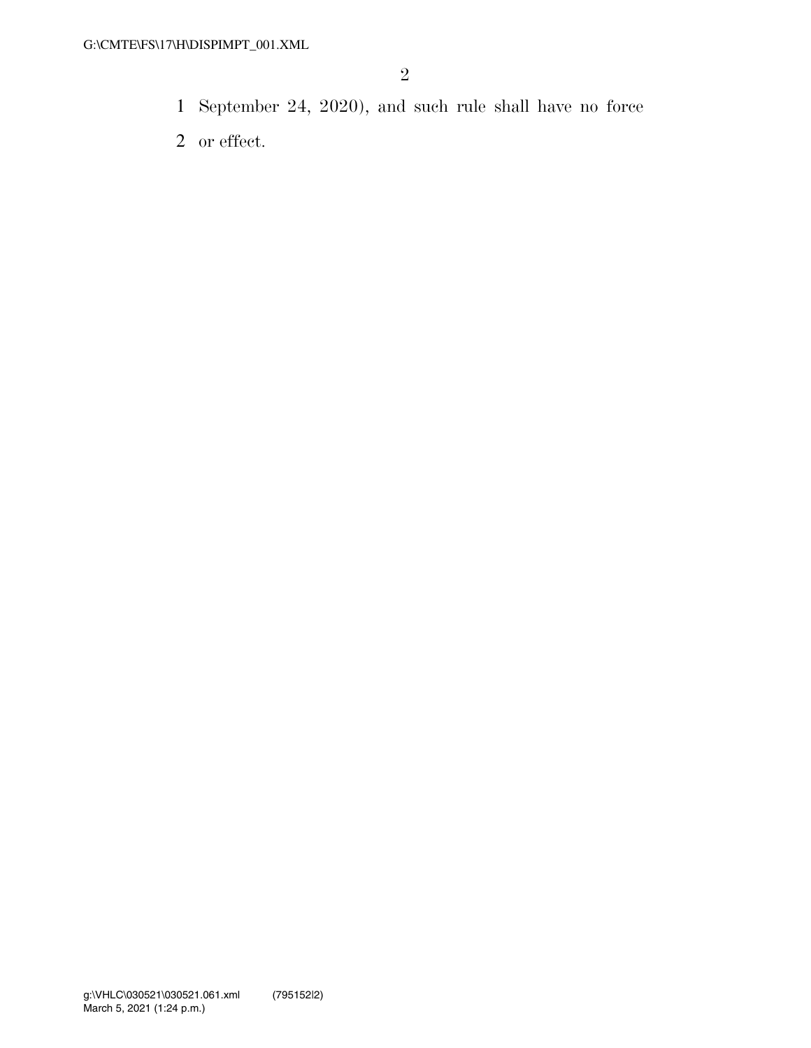September 24, 2020), and such rule shall have no force or effect.